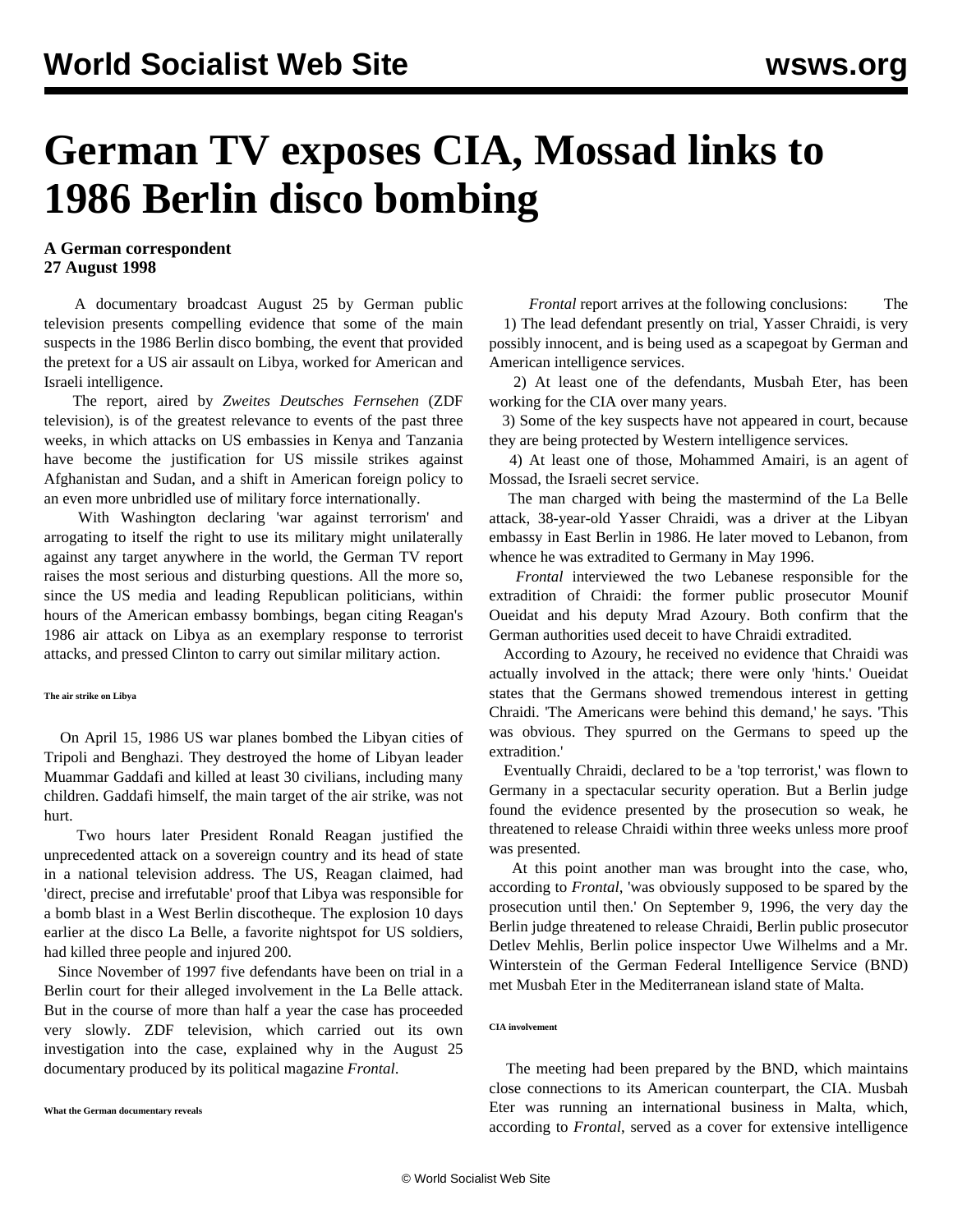# German TV exposes CIA, Mossad links to 1986 Berlin disco bombing

**A German correspondent**
**27 August 1998**

A documentary broadcast August 25 by German public television presents compelling evidence that some of the main suspects in the 1986 Berlin disco bombing, the event that provided the pretext for a US air assault on Libya, worked for American and Israeli intelligence.

The report, aired by *Zweites Deutsches Fernsehen* (ZDF television), is of the greatest relevance to events of the past three weeks, in which attacks on US embassies in Kenya and Tanzania have become the justification for US missile strikes against Afghanistan and Sudan, and a shift in American foreign policy to an even more unbridled use of military force internationally.

With Washington declaring 'war against terrorism' and arrogating to itself the right to use its military might unilaterally against any target anywhere in the world, the German TV report raises the most serious and disturbing questions. All the more so, since the US media and leading Republican politicians, within hours of the American embassy bombings, began citing Reagan's 1986 air attack on Libya as an exemplary response to terrorist attacks, and pressed Clinton to carry out similar military action.

###### The air strike on Libya

On April 15, 1986 US war planes bombed the Libyan cities of Tripoli and Benghazi. They destroyed the home of Libyan leader Muammar Gaddafi and killed at least 30 civilians, including many children. Gaddafi himself, the main target of the air strike, was not hurt.

Two hours later President Ronald Reagan justified the unprecedented attack on a sovereign country and its head of state in a national television address. The US, Reagan claimed, had 'direct, precise and irrefutable' proof that Libya was responsible for a bomb blast in a West Berlin discotheque. The explosion 10 days earlier at the disco La Belle, a favorite nightspot for US soldiers, had killed three people and injured 200.

Since November of 1997 five defendants have been on trial in a Berlin court for their alleged involvement in the La Belle attack. But in the course of more than half a year the case has proceeded very slowly. ZDF television, which carried out its own investigation into the case, explained why in the August 25 documentary produced by its political magazine *Frontal*.

###### What the German documentary reveals

The *Frontal* report arrives at the following conclusions:

1) The lead defendant presently on trial, Yasser Chraidi, is very possibly innocent, and is being used as a scapegoat by German and American intelligence services.

2) At least one of the defendants, Musbah Eter, has been working for the CIA over many years.

3) Some of the key suspects have not appeared in court, because they are being protected by Western intelligence services.

4) At least one of those, Mohammed Amairi, is an agent of Mossad, the Israeli secret service.

The man charged with being the mastermind of the La Belle attack, 38-year-old Yasser Chraidi, was a driver at the Libyan embassy in East Berlin in 1986. He later moved to Lebanon, from whence he was extradited to Germany in May 1996.

*Frontal* interviewed the two Lebanese responsible for the extradition of Chraidi: the former public prosecutor Mounif Oueidat and his deputy Mrad Azoury. Both confirm that the German authorities used deceit to have Chraidi extradited.

According to Azoury, he received no evidence that Chraidi was actually involved in the attack; there were only 'hints.' Oueidat states that the Germans showed tremendous interest in getting Chraidi. 'The Americans were behind this demand,' he says. 'This was obvious. They spurred on the Germans to speed up the extradition.'

Eventually Chraidi, declared to be a 'top terrorist,' was flown to Germany in a spectacular security operation. But a Berlin judge found the evidence presented by the prosecution so weak, he threatened to release Chraidi within three weeks unless more proof was presented.

At this point another man was brought into the case, who, according to *Frontal*, 'was obviously supposed to be spared by the prosecution until then.' On September 9, 1996, the very day the Berlin judge threatened to release Chraidi, Berlin public prosecutor Detlev Mehlis, Berlin police inspector Uwe Wilhelms and a Mr. Winterstein of the German Federal Intelligence Service (BND) met Musbah Eter in the Mediterranean island state of Malta.

###### CIA involvement

The meeting had been prepared by the BND, which maintains close connections to its American counterpart, the CIA. Musbah Eter was running an international business in Malta, which, according to *Frontal*, served as a cover for extensive intelligence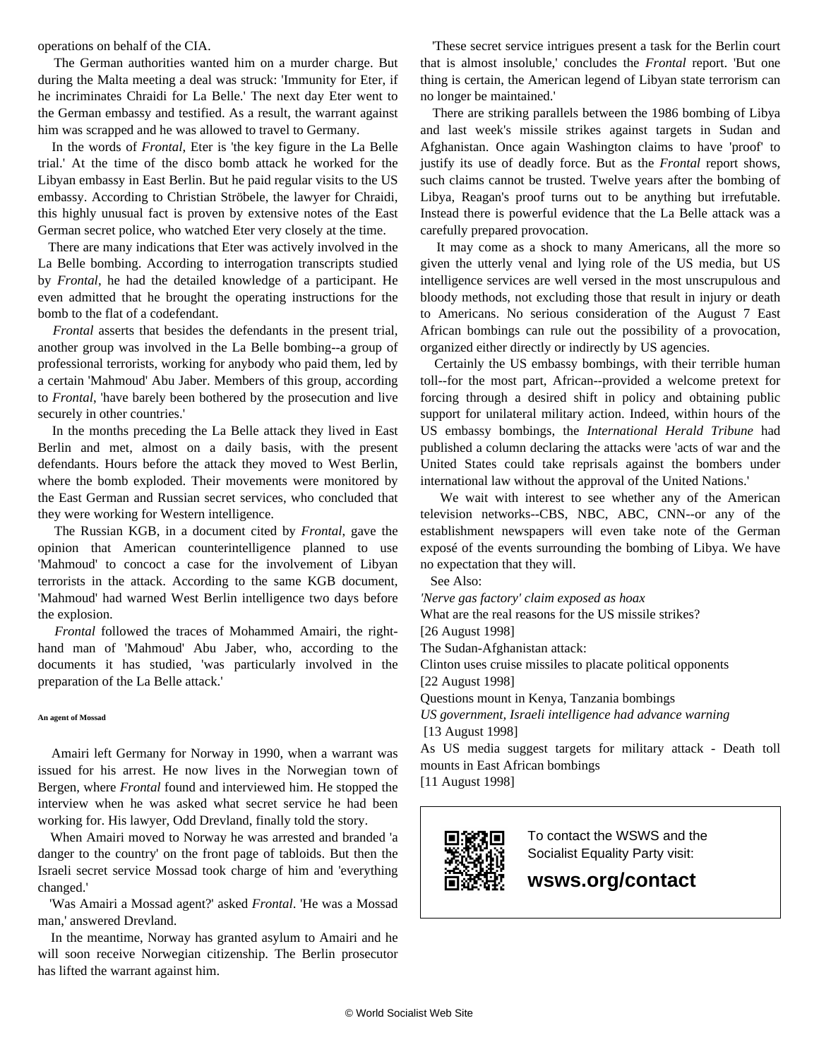operations on behalf of the CIA.

The German authorities wanted him on a murder charge. But during the Malta meeting a deal was struck: 'Immunity for Eter, if he incriminates Chraidi for La Belle.' The next day Eter went to the German embassy and testified. As a result, the warrant against him was scrapped and he was allowed to travel to Germany.

In the words of *Frontal*, Eter is 'the key figure in the La Belle trial.' At the time of the disco bomb attack he worked for the Libyan embassy in East Berlin. But he paid regular visits to the US embassy. According to Christian Ströbele, the lawyer for Chraidi, this highly unusual fact is proven by extensive notes of the East German secret police, who watched Eter very closely at the time.

There are many indications that Eter was actively involved in the La Belle bombing. According to interrogation transcripts studied by *Frontal*, he had the detailed knowledge of a participant. He even admitted that he brought the operating instructions for the bomb to the flat of a codefendant.

*Frontal* asserts that besides the defendants in the present trial, another group was involved in the La Belle bombing--a group of professional terrorists, working for anybody who paid them, led by a certain 'Mahmoud' Abu Jaber. Members of this group, according to *Frontal*, 'have barely been bothered by the prosecution and live securely in other countries.'

In the months preceding the La Belle attack they lived in East Berlin and met, almost on a daily basis, with the present defendants. Hours before the attack they moved to West Berlin, where the bomb exploded. Their movements were monitored by the East German and Russian secret services, who concluded that they were working for Western intelligence.

The Russian KGB, in a document cited by *Frontal*, gave the opinion that American counterintelligence planned to use 'Mahmoud' to concoct a case for the involvement of Libyan terrorists in the attack. According to the same KGB document, 'Mahmoud' had warned West Berlin intelligence two days before the explosion.

*Frontal* followed the traces of Mohammed Amairi, the right-hand man of 'Mahmoud' Abu Jaber, who, according to the documents it has studied, 'was particularly involved in the preparation of the La Belle attack.'

#### An agent of Mossad

Amairi left Germany for Norway in 1990, when a warrant was issued for his arrest. He now lives in the Norwegian town of Bergen, where *Frontal* found and interviewed him. He stopped the interview when he was asked what secret service he had been working for. His lawyer, Odd Drevland, finally told the story.

When Amairi moved to Norway he was arrested and branded 'a danger to the country' on the front page of tabloids. But then the Israeli secret service Mossad took charge of him and 'everything changed.'

'Was Amairi a Mossad agent?' asked *Frontal*. 'He was a Mossad man,' answered Drevland.

In the meantime, Norway has granted asylum to Amairi and he will soon receive Norwegian citizenship. The Berlin prosecutor has lifted the warrant against him.

'These secret service intrigues present a task for the Berlin court that is almost insoluble,' concludes the *Frontal* report. 'But one thing is certain, the American legend of Libyan state terrorism can no longer be maintained.'

There are striking parallels between the 1986 bombing of Libya and last week's missile strikes against targets in Sudan and Afghanistan. Once again Washington claims to have 'proof' to justify its use of deadly force. But as the *Frontal* report shows, such claims cannot be trusted. Twelve years after the bombing of Libya, Reagan's proof turns out to be anything but irrefutable. Instead there is powerful evidence that the La Belle attack was a carefully prepared provocation.

It may come as a shock to many Americans, all the more so given the utterly venal and lying role of the US media, but US intelligence services are well versed in the most unscrupulous and bloody methods, not excluding those that result in injury or death to Americans. No serious consideration of the August 7 East African bombings can rule out the possibility of a provocation, organized either directly or indirectly by US agencies.

Certainly the US embassy bombings, with their terrible human toll--for the most part, African--provided a welcome pretext for forcing through a desired shift in policy and obtaining public support for unilateral military action. Indeed, within hours of the US embassy bombings, the *International Herald Tribune* had published a column declaring the attacks were 'acts of war and the United States could take reprisals against the bombers under international law without the approval of the United Nations.'

We wait with interest to see whether any of the American television networks--CBS, NBC, ABC, CNN--or any of the establishment newspapers will even take note of the German exposé of the events surrounding the bombing of Libya. We have no expectation that they will.

See Also:

*'Nerve gas factory' claim exposed as hoax*
What are the real reasons for the US missile strikes?
[26 August 1998]

The Sudan-Afghanistan attack:
Clinton uses cruise missiles to placate political opponents
[22 August 1998]

Questions mount in Kenya, Tanzania bombings
*US government, Israeli intelligence had advance warning*
[13 August 1998]

As US media suggest targets for military attack - Death toll mounts in East African bombings
[11 August 1998]

To contact the WSWS and the Socialist Equality Party visit:

**wsws.org/contact**